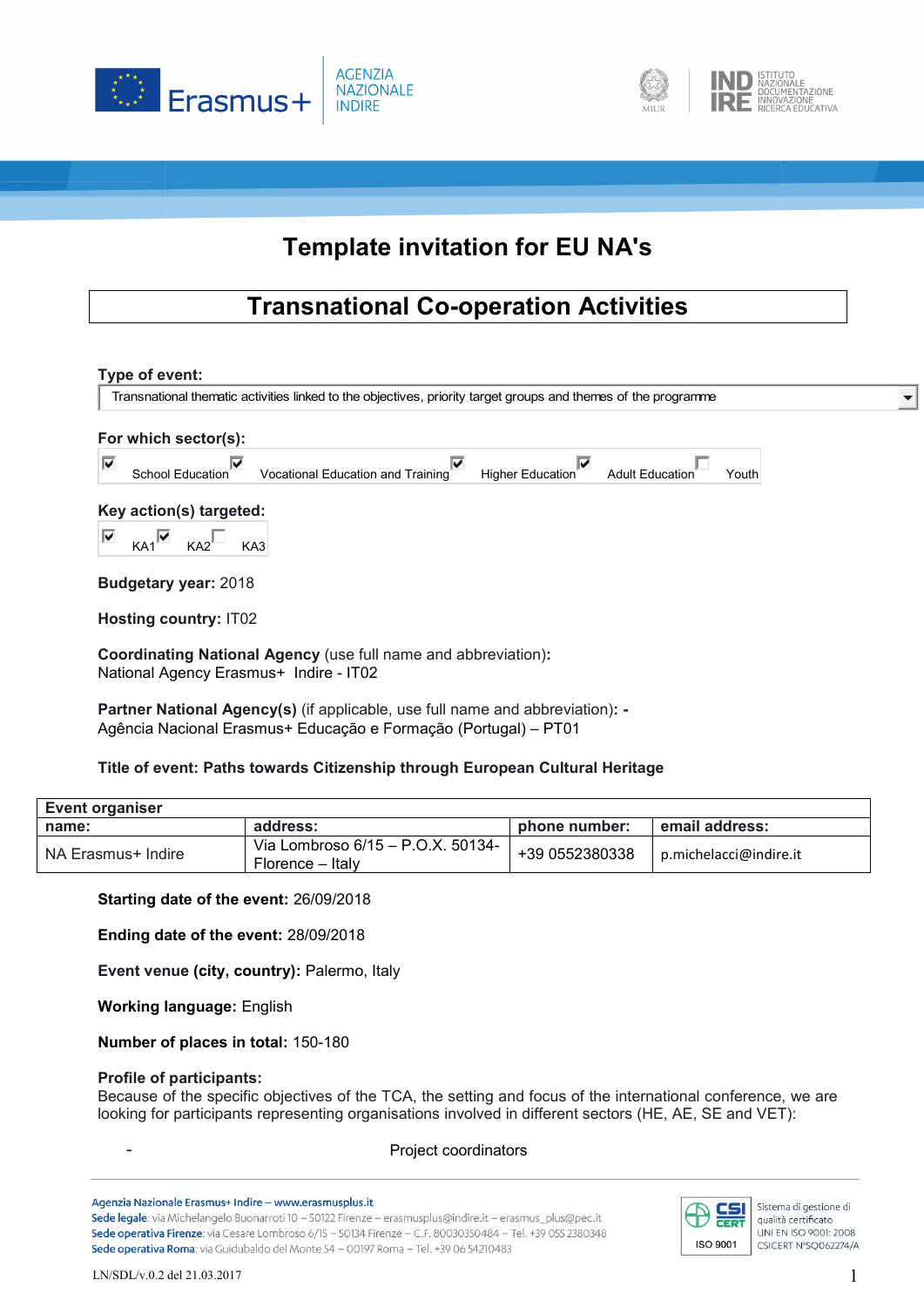# Template invitation for EU NA's

## Transnational Co-operation Activities

**Type of event:**

Transnational thematic activities linked to the objectives, priority target groups and themes of the programme

**For which sector(s):**

- [x] School Education
- [x] Vocational Education and Training
- [x] Higher Education
- [x] Adult Education
- [ ] Youth

**Key action(s) targeted:**

- [x] KA1
- [x] KA2
- [ ] KA3

**Budgetary year:** 2018

**Hosting country:** IT02

**Coordinating National Agency** (use full name and abbreviation)**:**
National Agency Erasmus+ Indire - IT02

**Partner National Agency(s)** (if applicable, use full name and abbreviation)**: -**
Agência Nacional Erasmus+ Educação e Formação (Portugal) – PT01

**Title of event: Paths towards Citizenship through European Cultural Heritage**

| **Event organiser** | | | |
|---|---|---|---|
| **name:** | **address:** | **phone number:** | **email address:** |
| NA Erasmus+ Indire | Via Lombroso 6/15 – P.O.X. 50134- Florence – Italy | +39 0552380338 | p.michelacci@indire.it |

**Starting date of the event:** 26/09/2018

**Ending date of the event:** 28/09/2018

**Event venue (city, country):** Palermo, Italy

**Working language:** English

**Number of places in total:** 150-180

**Profile of participants:**
Because of the specific objectives of the TCA, the setting and focus of the international conference, we are looking for participants representing organisations involved in different sectors (HE, AE, SE and VET):

- Project coordinators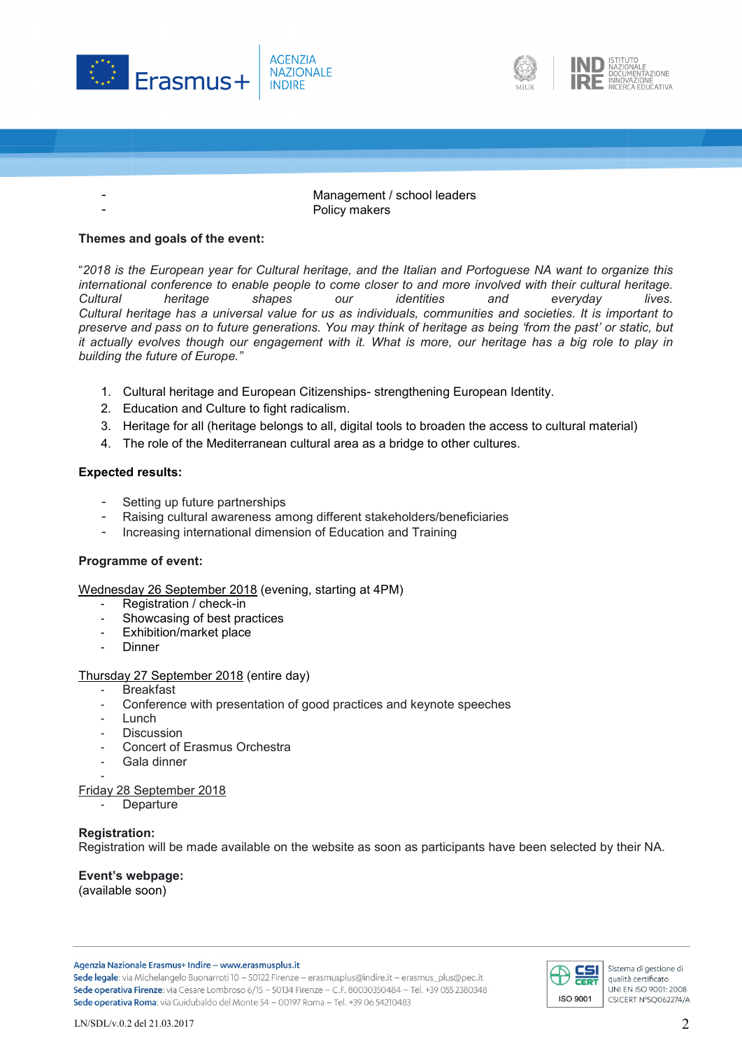- Management / school leaders
- Policy makers

**Themes and goals of the event:**

"*2018 is the European year for Cultural heritage, and the Italian and Portoguese NA want to organize this international conference to enable people to come closer to and more involved with their cultural heritage. Cultural heritage shapes our identities and everyday lives. Cultural heritage has a universal value for us as individuals, communities and societies. It is important to preserve and pass on to future generations. You may think of heritage as being 'from the past' or static, but it actually evolves though our engagement with it. What is more, our heritage has a big role to play in building the future of Europe.*"

1. Cultural heritage and European Citizenships- strengthening European Identity.
2. Education and Culture to fight radicalism.
3. Heritage for all (heritage belongs to all, digital tools to broaden the access to cultural material)
4. The role of the Mediterranean cultural area as a bridge to other cultures.

**Expected results:**

- Setting up future partnerships
- Raising cultural awareness among different stakeholders/beneficiaries
- Increasing international dimension of Education and Training

**Programme of event:**

Wednesday 26 September 2018 (evening, starting at 4PM)

- Registration / check-in
- Showcasing of best practices
- Exhibition/market place
- Dinner

Thursday 27 September 2018 (entire day)

- Breakfast
- Conference with presentation of good practices and keynote speeches
- Lunch
- Discussion
- Concert of Erasmus Orchestra
- Gala dinner
-

Friday 28 September 2018

- Departure

**Registration:**
Registration will be made available on the website as soon as participants have been selected by their NA.

**Event's webpage:**
(available soon)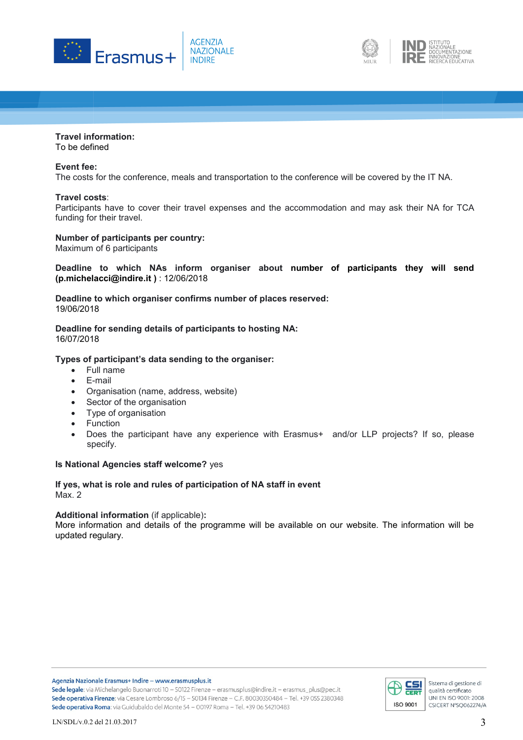**Travel information:**
To be defined

**Event fee:**
The costs for the conference, meals and transportation to the conference will be covered by the IT NA.

**Travel costs**:
Participants have to cover their travel expenses and the accommodation and may ask their NA for TCA funding for their travel.

**Number of participants per country:**
Maximum of 6 participants

**Deadline to which NAs inform organiser about number of participants they will send (p.michelacci@indire.it )** : 12/06/2018

**Deadline to which organiser confirms number of places reserved:**
19/06/2018

**Deadline for sending details of participants to hosting NA:**
16/07/2018

**Types of participant's data sending to the organiser:**

- Full name
- E-mail
- Organisation (name, address, website)
- Sector of the organisation
- Type of organisation
- Function
- Does the participant have any experience with Erasmus+ and/or LLP projects? If so, please specify.

**Is National Agencies staff welcome?** yes

**If yes, what is role and rules of participation of NA staff in event**
Max. 2

**Additional information** (if applicable)**:**
More information and details of the programme will be available on our website. The information will be updated regulary.